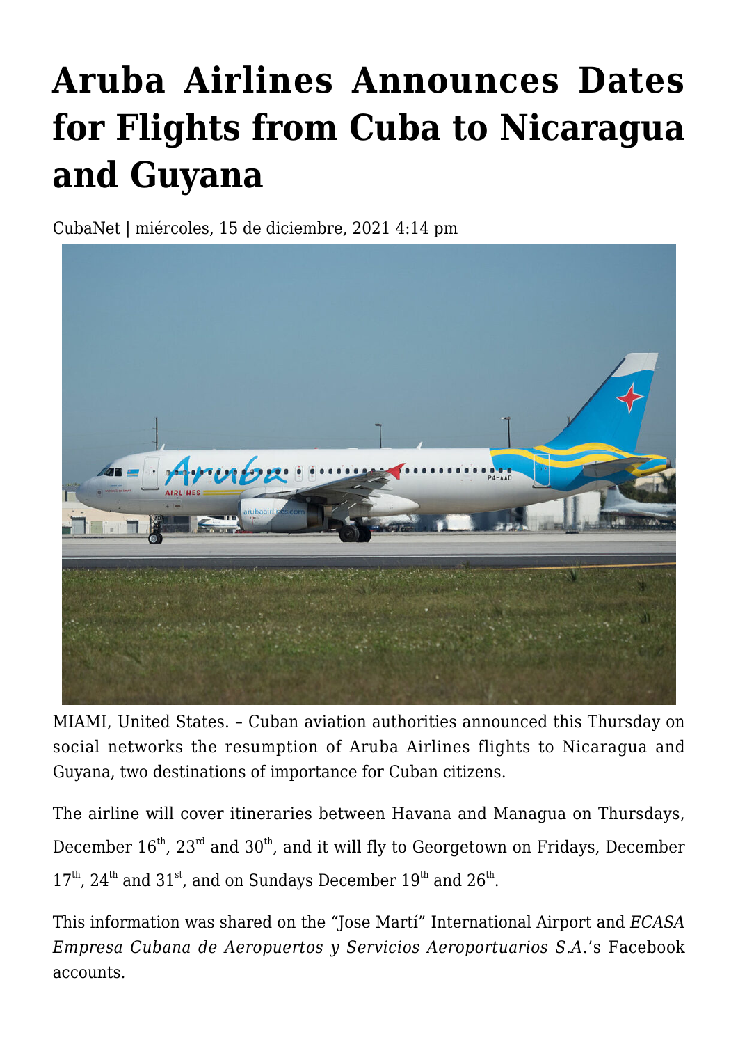# Aruba Airlines Announces Dates for Flights from Cuba to Nicaragua and Guyana

CubaNet | miércoles, 15 de diciembre, 2021 4:14 pm

MIAMI, United States. – Cuban aviation authorities announced this Thursday on social networks the resumption of Aruba Airlines flights to Nicaragua and Guyana, two destinations of importance for Cuban citizens.

The airline will cover itineraries between Havana and Managua on Thursdays, December 16th, 23rd and 30th, and it will fly to Georgetown on Fridays, December 17th, 24th and 31st, and on Sundays December 19th and 26th.

This information was shared on the "Jose Martí" International Airport and *ECASA Empresa Cubana de Aeropuertos y Servicios Aeroportuarios S.A.*'s Facebook accounts.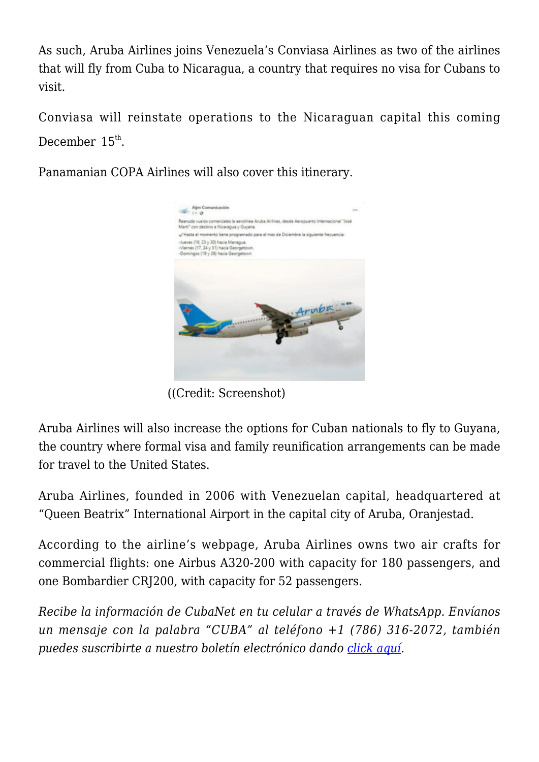As such, Aruba Airlines joins Venezuela's Conviasa Airlines as two of the airlines that will fly from Cuba to Nicaragua, a country that requires no visa for Cubans to visit.

Conviasa will reinstate operations to the Nicaraguan capital this coming December 15th.

Panamanian COPA Airlines will also cover this itinerary.

((Credit: Screenshot)

Aruba Airlines will also increase the options for Cuban nationals to fly to Guyana, the country where formal visa and family reunification arrangements can be made for travel to the United States.

Aruba Airlines, founded in 2006 with Venezuelan capital, headquartered at "Queen Beatrix" International Airport in the capital city of Aruba, Oranjestad.

According to the airline's webpage, Aruba Airlines owns two air crafts for commercial flights: one Airbus A320-200 with capacity for 180 passengers, and one Bombardier CRJ200, with capacity for 52 passengers.

*Recibe la información de CubaNet en tu celular a través de WhatsApp. Envíanos un mensaje con la palabra "CUBA" al teléfono +1 (786) 316-2072, también puedes suscribirte a nuestro boletín electrónico dando [click aquí](#).*